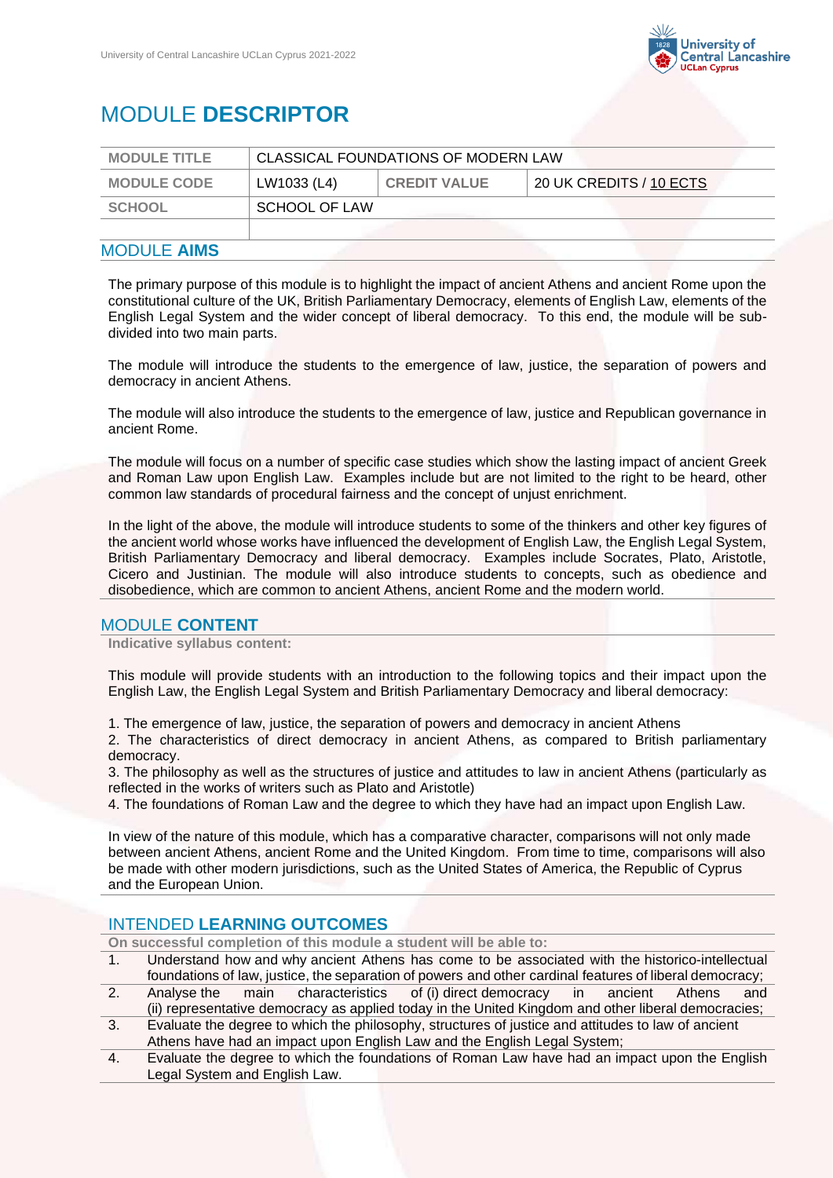# MODULE **DESCRIPTOR**

| MODULE TITLE | CLASSICAL FOUNDATIONS OF MODERN LAW | | |
|---|---|---|---|
| MODULE CODE | LW1033 (L4) | CREDIT VALUE | 20 UK CREDITS / 10 ECTS |
| SCHOOL | SCHOOL OF LAW | | |
| | | | |

## MODULE **AIMS**

The primary purpose of this module is to highlight the impact of ancient Athens and ancient Rome upon the constitutional culture of the UK, British Parliamentary Democracy, elements of English Law, elements of the English Legal System and the wider concept of liberal democracy. To this end, the module will be sub-divided into two main parts.

The module will introduce the students to the emergence of law, justice, the separation of powers and democracy in ancient Athens.

The module will also introduce the students to the emergence of law, justice and Republican governance in ancient Rome.

The module will focus on a number of specific case studies which show the lasting impact of ancient Greek and Roman Law upon English Law. Examples include but are not limited to the right to be heard, other common law standards of procedural fairness and the concept of unjust enrichment.

In the light of the above, the module will introduce students to some of the thinkers and other key figures of the ancient world whose works have influenced the development of English Law, the English Legal System, British Parliamentary Democracy and liberal democracy. Examples include Socrates, Plato, Aristotle, Cicero and Justinian. The module will also introduce students to concepts, such as obedience and disobedience, which are common to ancient Athens, ancient Rome and the modern world.

## MODULE **CONTENT**

**Indicative syllabus content:**

This module will provide students with an introduction to the following topics and their impact upon the English Law, the English Legal System and British Parliamentary Democracy and liberal democracy:

1. The emergence of law, justice, the separation of powers and democracy in ancient Athens
2. The characteristics of direct democracy in ancient Athens, as compared to British parliamentary democracy.
3. The philosophy as well as the structures of justice and attitudes to law in ancient Athens (particularly as reflected in the works of writers such as Plato and Aristotle)
4. The foundations of Roman Law and the degree to which they have had an impact upon English Law.

In view of the nature of this module, which has a comparative character, comparisons will not only made between ancient Athens, ancient Rome and the United Kingdom. From time to time, comparisons will also be made with other modern jurisdictions, such as the United States of America, the Republic of Cyprus and the European Union.

## INTENDED **LEARNING OUTCOMES**

**On successful completion of this module a student will be able to:**

1. Understand how and why ancient Athens has come to be associated with the historico-intellectual foundations of law, justice, the separation of powers and other cardinal features of liberal democracy;
2. Analyse the main characteristics of (i) direct democracy in ancient Athens and (ii) representative democracy as applied today in the United Kingdom and other liberal democracies;
3. Evaluate the degree to which the philosophy, structures of justice and attitudes to law of ancient Athens have had an impact upon English Law and the English Legal System;
4. Evaluate the degree to which the foundations of Roman Law have had an impact upon the English Legal System and English Law.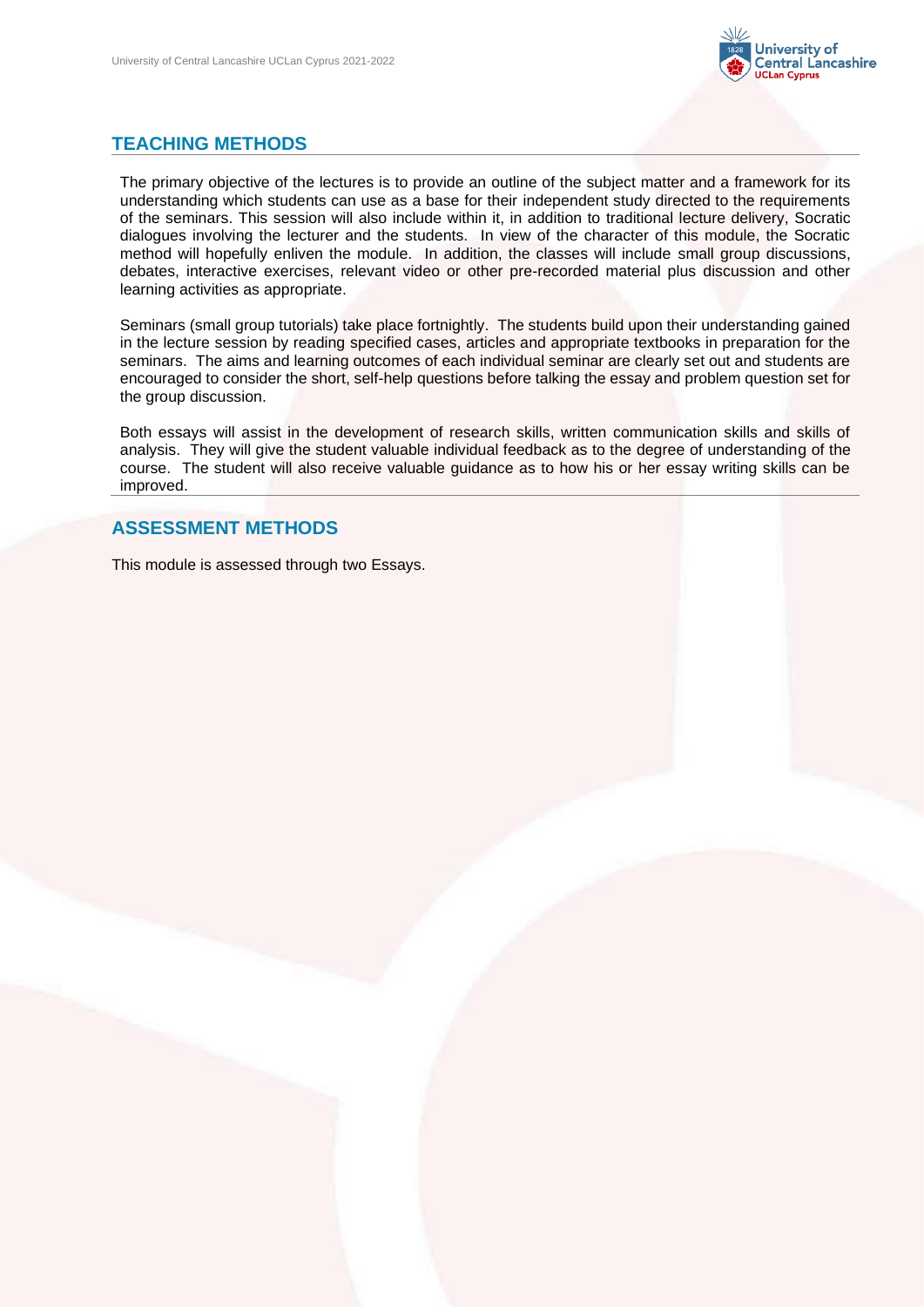## TEACHING METHODS

The primary objective of the lectures is to provide an outline of the subject matter and a framework for its understanding which students can use as a base for their independent study directed to the requirements of the seminars. This session will also include within it, in addition to traditional lecture delivery, Socratic dialogues involving the lecturer and the students. In view of the character of this module, the Socratic method will hopefully enliven the module. In addition, the classes will include small group discussions, debates, interactive exercises, relevant video or other pre-recorded material plus discussion and other learning activities as appropriate.

Seminars (small group tutorials) take place fortnightly. The students build upon their understanding gained in the lecture session by reading specified cases, articles and appropriate textbooks in preparation for the seminars. The aims and learning outcomes of each individual seminar are clearly set out and students are encouraged to consider the short, self-help questions before talking the essay and problem question set for the group discussion.

Both essays will assist in the development of research skills, written communication skills and skills of analysis. They will give the student valuable individual feedback as to the degree of understanding of the course. The student will also receive valuable guidance as to how his or her essay writing skills can be improved.

## ASSESSMENT METHODS

This module is assessed through two Essays.